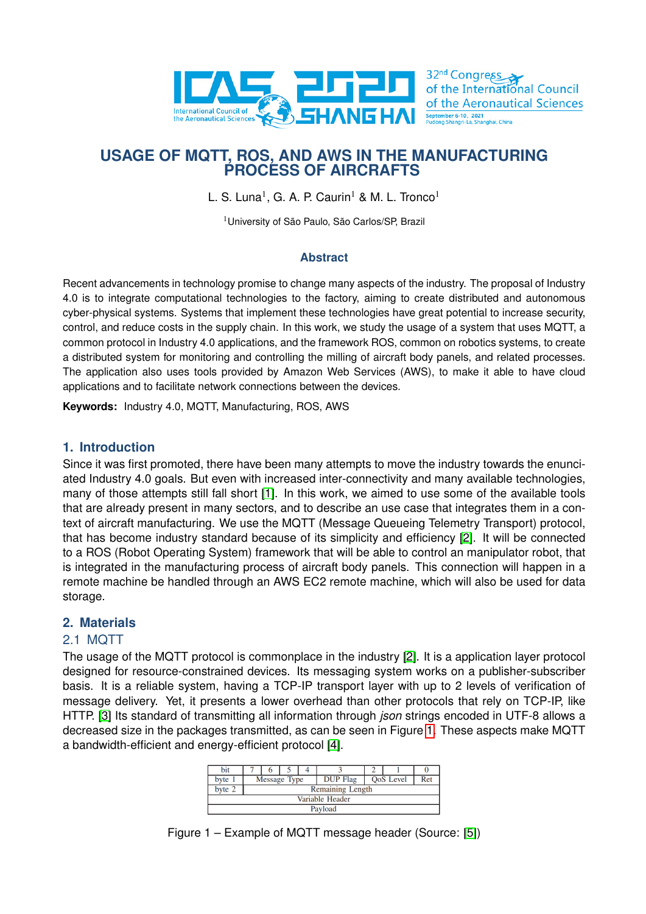# USAGE OF MQTT, ROS, AND AWS IN THE MANUFACTURING PROCESS OF AIRCRAFTS

L. S. Luna[1], G. A. P. Caurin[1] & M. L. Tronco[1]

[1]University of São Paulo, São Carlos/SP, Brazil

## Abstract

Recent advancements in technology promise to change many aspects of the industry. The proposal of Industry 4.0 is to integrate computational technologies to the factory, aiming to create distributed and autonomous cyber-physical systems. Systems that implement these technologies have great potential to increase security, control, and reduce costs in the supply chain. In this work, we study the usage of a system that uses MQTT, a common protocol in Industry 4.0 applications, and the framework ROS, common on robotics systems, to create a distributed system for monitoring and controlling the milling of aircraft body panels, and related processes. The application also uses tools provided by Amazon Web Services (AWS), to make it able to have cloud applications and to facilitate network connections between the devices.

**Keywords:** Industry 4.0, MQTT, Manufacturing, ROS, AWS

## 1. Introduction

Since it was first promoted, there have been many attempts to move the industry towards the enunciated Industry 4.0 goals. But even with increased inter-connectivity and many available technologies, many of those attempts still fall short [1]. In this work, we aimed to use some of the available tools that are already present in many sectors, and to describe an use case that integrates them in a context of aircraft manufacturing. We use the MQTT (Message Queueing Telemetry Transport) protocol, that has become industry standard because of its simplicity and efficiency [2]. It will be connected to a ROS (Robot Operating System) framework that will be able to control an manipulator robot, that is integrated in the manufacturing process of aircraft body panels. This connection will happen in a remote machine be handled through an AWS EC2 remote machine, which will also be used for data storage.

## 2. Materials

### 2.1 MQTT

The usage of the MQTT protocol is commonplace in the industry [2]. It is a application layer protocol designed for resource-constrained devices. Its messaging system works on a publisher-subscriber basis. It is a reliable system, having a TCP-IP transport layer with up to 2 levels of verification of message delivery. Yet, it presents a lower overhead than other protocols that rely on TCP-IP, like HTTP. [3] Its standard of transmitting all information through *json* strings encoded in UTF-8 allows a decreased size in the packages transmitted, as can be seen in Figure 1. These aspects make MQTT a bandwidth-efficient and energy-efficient protocol [4].

| bit | 7 | 6 | 5 | 4 | 3 | 2 | 1 | 0 |
|---|---|---|---|---|---|---|---|---|
| byte 1 | Message Type | | | | DUP Flag | QoS Level | | Ret |
| byte 2 | Remaining Length | | | | | | | |
| Variable Header | | | | | | | | |
| Payload | | | | | | | | |

Figure 1 – Example of MQTT message header (Source: [5])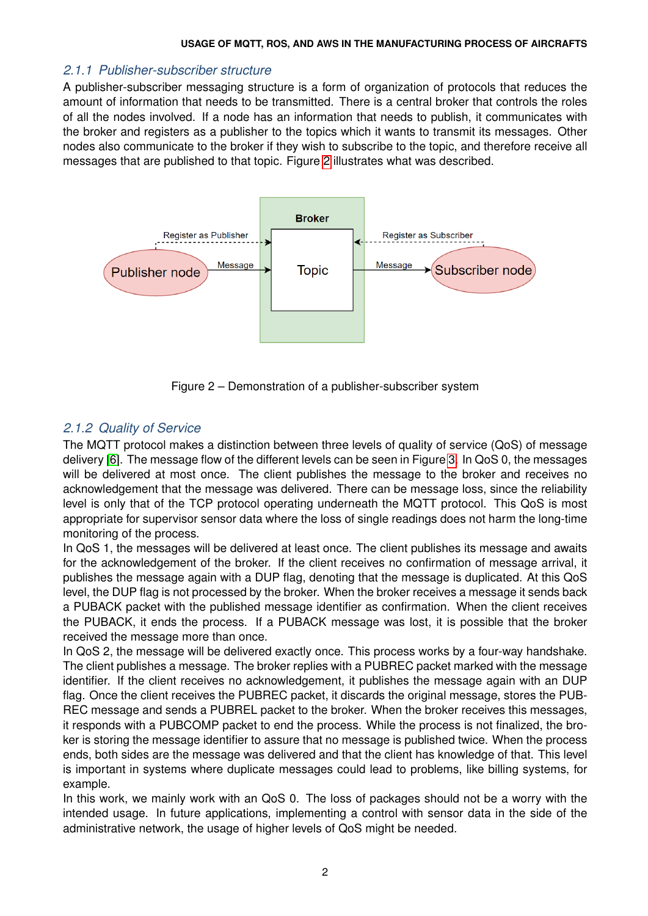### 2.1.1 Publisher-subscriber structure

A publisher-subscriber messaging structure is a form of organization of protocols that reduces the amount of information that needs to be transmitted. There is a central broker that controls the roles of all the nodes involved. If a node has an information that needs to publish, it communicates with the broker and registers as a publisher to the topics which it wants to transmit its messages. Other nodes also communicate to the broker if they wish to subscribe to the topic, and therefore receive all messages that are published to that topic. Figure 2 illustrates what was described.

Figure 2 – Demonstration of a publisher-subscriber system

### 2.1.2 Quality of Service

The MQTT protocol makes a distinction between three levels of quality of service (QoS) of message delivery [6]. The message flow of the different levels can be seen in Figure 3. In QoS 0, the messages will be delivered at most once. The client publishes the message to the broker and receives no acknowledgement that the message was delivered. There can be message loss, since the reliability level is only that of the TCP protocol operating underneath the MQTT protocol. This QoS is most appropriate for supervisor sensor data where the loss of single readings does not harm the long-time monitoring of the process.

In QoS 1, the messages will be delivered at least once. The client publishes its message and awaits for the acknowledgement of the broker. If the client receives no confirmation of message arrival, it publishes the message again with a DUP flag, denoting that the message is duplicated. At this QoS level, the DUP flag is not processed by the broker. When the broker receives a message it sends back a PUBACK packet with the published message identifier as confirmation. When the client receives the PUBACK, it ends the process. If a PUBACK message was lost, it is possible that the broker received the message more than once.

In QoS 2, the message will be delivered exactly once. This process works by a four-way handshake. The client publishes a message. The broker replies with a PUBREC packet marked with the message identifier. If the client receives no acknowledgement, it publishes the message again with an DUP flag. Once the client receives the PUBREC packet, it discards the original message, stores the PUBREC message and sends a PUBREL packet to the broker. When the broker receives this messages, it responds with a PUBCOMP packet to end the process. While the process is not finalized, the broker is storing the message identifier to assure that no message is published twice. When the process ends, both sides are the message was delivered and that the client has knowledge of that. This level is important in systems where duplicate messages could lead to problems, like billing systems, for example.

In this work, we mainly work with an QoS 0. The loss of packages should not be a worry with the intended usage. In future applications, implementing a control with sensor data in the side of the administrative network, the usage of higher levels of QoS might be needed.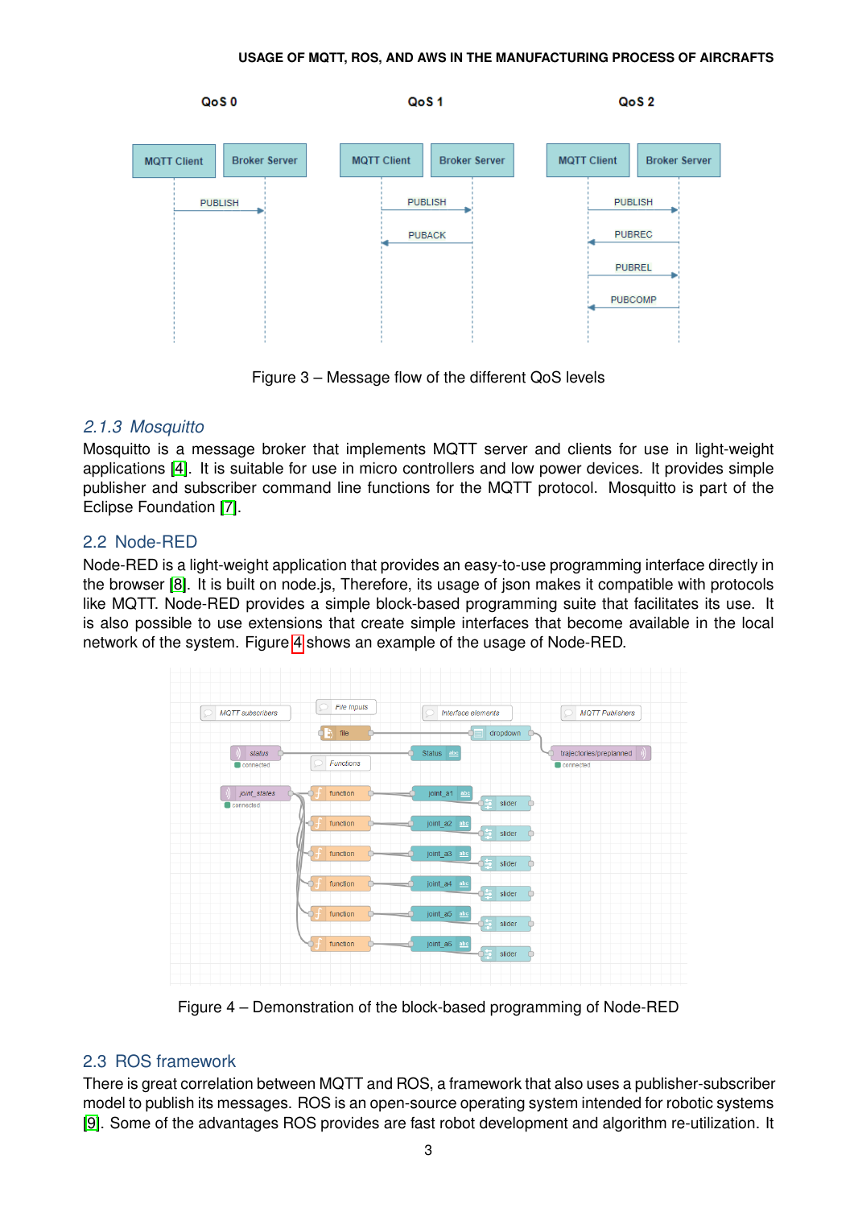Figure 3 – Message flow of the different QoS levels

### 2.1.3 Mosquitto

Mosquitto is a message broker that implements MQTT server and clients for use in light-weight applications [4]. It is suitable for use in micro controllers and low power devices. It provides simple publisher and subscriber command line functions for the MQTT protocol. Mosquitto is part of the Eclipse Foundation [7].

## 2.2 Node-RED

Node-RED is a light-weight application that provides an easy-to-use programming interface directly in the browser [8]. It is built on node.js, Therefore, its usage of json makes it compatible with protocols like MQTT. Node-RED provides a simple block-based programming suite that facilitates its use. It is also possible to use extensions that create simple interfaces that become available in the local network of the system. Figure 4 shows an example of the usage of Node-RED.

Figure 4 – Demonstration of the block-based programming of Node-RED

## 2.3 ROS framework

There is great correlation between MQTT and ROS, a framework that also uses a publisher-subscriber model to publish its messages. ROS is an open-source operating system intended for robotic systems [9]. Some of the advantages ROS provides are fast robot development and algorithm re-utilization. It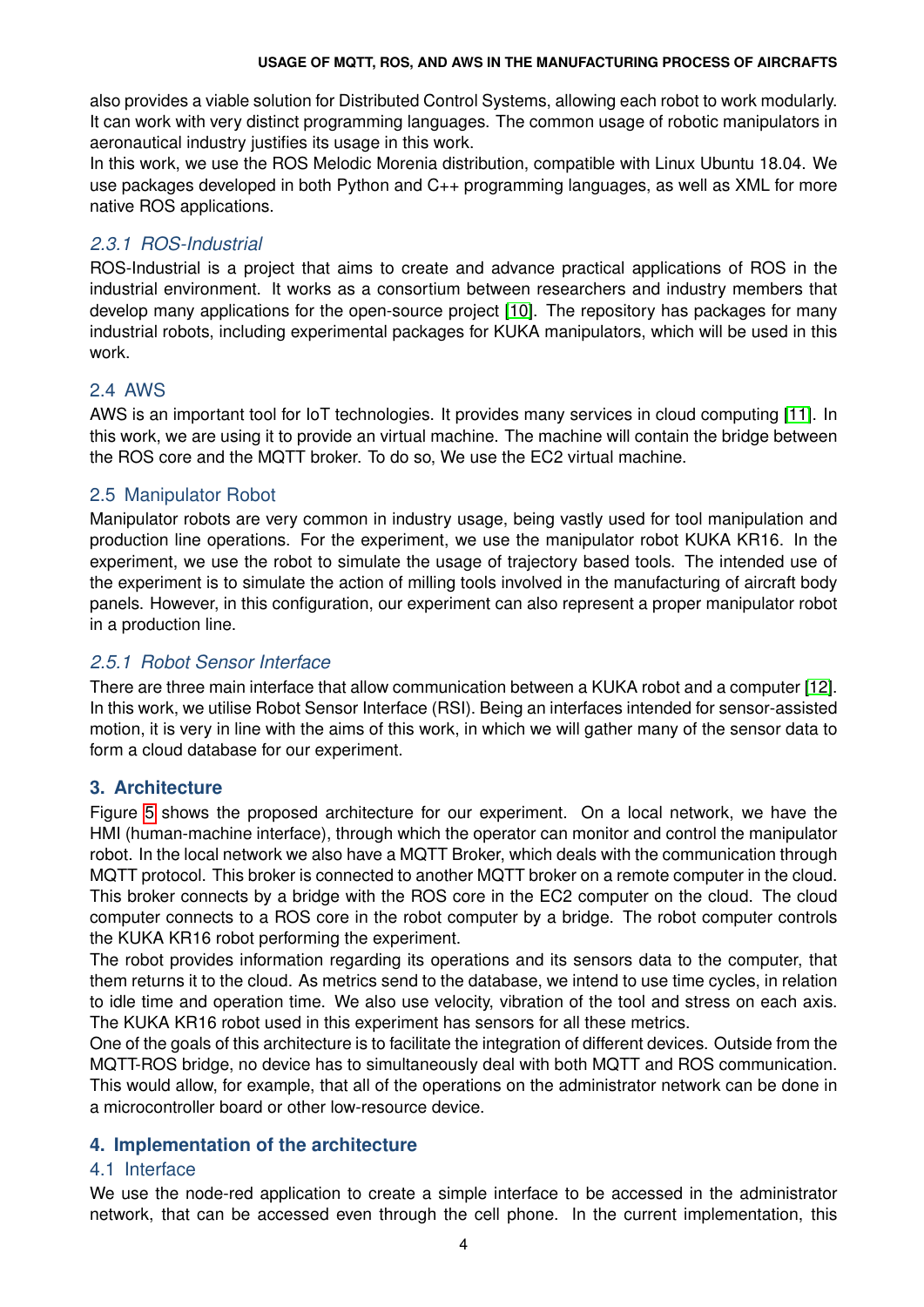also provides a viable solution for Distributed Control Systems, allowing each robot to work modularly. It can work with very distinct programming languages. The common usage of robotic manipulators in aeronautical industry justifies its usage in this work.

In this work, we use the ROS Melodic Morenia distribution, compatible with Linux Ubuntu 18.04. We use packages developed in both Python and C++ programming languages, as well as XML for more native ROS applications.

#### *2.3.1 ROS-Industrial*

ROS-Industrial is a project that aims to create and advance practical applications of ROS in the industrial environment. It works as a consortium between researchers and industry members that develop many applications for the open-source project [10]. The repository has packages for many industrial robots, including experimental packages for KUKA manipulators, which will be used in this work.

### 2.4 AWS

AWS is an important tool for IoT technologies. It provides many services in cloud computing [11]. In this work, we are using it to provide an virtual machine. The machine will contain the bridge between the ROS core and the MQTT broker. To do so, We use the EC2 virtual machine.

### 2.5 Manipulator Robot

Manipulator robots are very common in industry usage, being vastly used for tool manipulation and production line operations. For the experiment, we use the manipulator robot KUKA KR16. In the experiment, we use the robot to simulate the usage of trajectory based tools. The intended use of the experiment is to simulate the action of milling tools involved in the manufacturing of aircraft body panels. However, in this configuration, our experiment can also represent a proper manipulator robot in a production line.

#### *2.5.1 Robot Sensor Interface*

There are three main interface that allow communication between a KUKA robot and a computer [12]. In this work, we utilise Robot Sensor Interface (RSI). Being an interfaces intended for sensor-assisted motion, it is very in line with the aims of this work, in which we will gather many of the sensor data to form a cloud database for our experiment.

## 3. Architecture

Figure 5 shows the proposed architecture for our experiment. On a local network, we have the HMI (human-machine interface), through which the operator can monitor and control the manipulator robot. In the local network we also have a MQTT Broker, which deals with the communication through MQTT protocol. This broker is connected to another MQTT broker on a remote computer in the cloud. This broker connects by a bridge with the ROS core in the EC2 computer on the cloud. The cloud computer connects to a ROS core in the robot computer by a bridge. The robot computer controls the KUKA KR16 robot performing the experiment.

The robot provides information regarding its operations and its sensors data to the computer, that them returns it to the cloud. As metrics send to the database, we intend to use time cycles, in relation to idle time and operation time. We also use velocity, vibration of the tool and stress on each axis. The KUKA KR16 robot used in this experiment has sensors for all these metrics.

One of the goals of this architecture is to facilitate the integration of different devices. Outside from the MQTT-ROS bridge, no device has to simultaneously deal with both MQTT and ROS communication. This would allow, for example, that all of the operations on the administrator network can be done in a microcontroller board or other low-resource device.

## 4. Implementation of the architecture

### 4.1 Interface

We use the node-red application to create a simple interface to be accessed in the administrator network, that can be accessed even through the cell phone. In the current implementation, this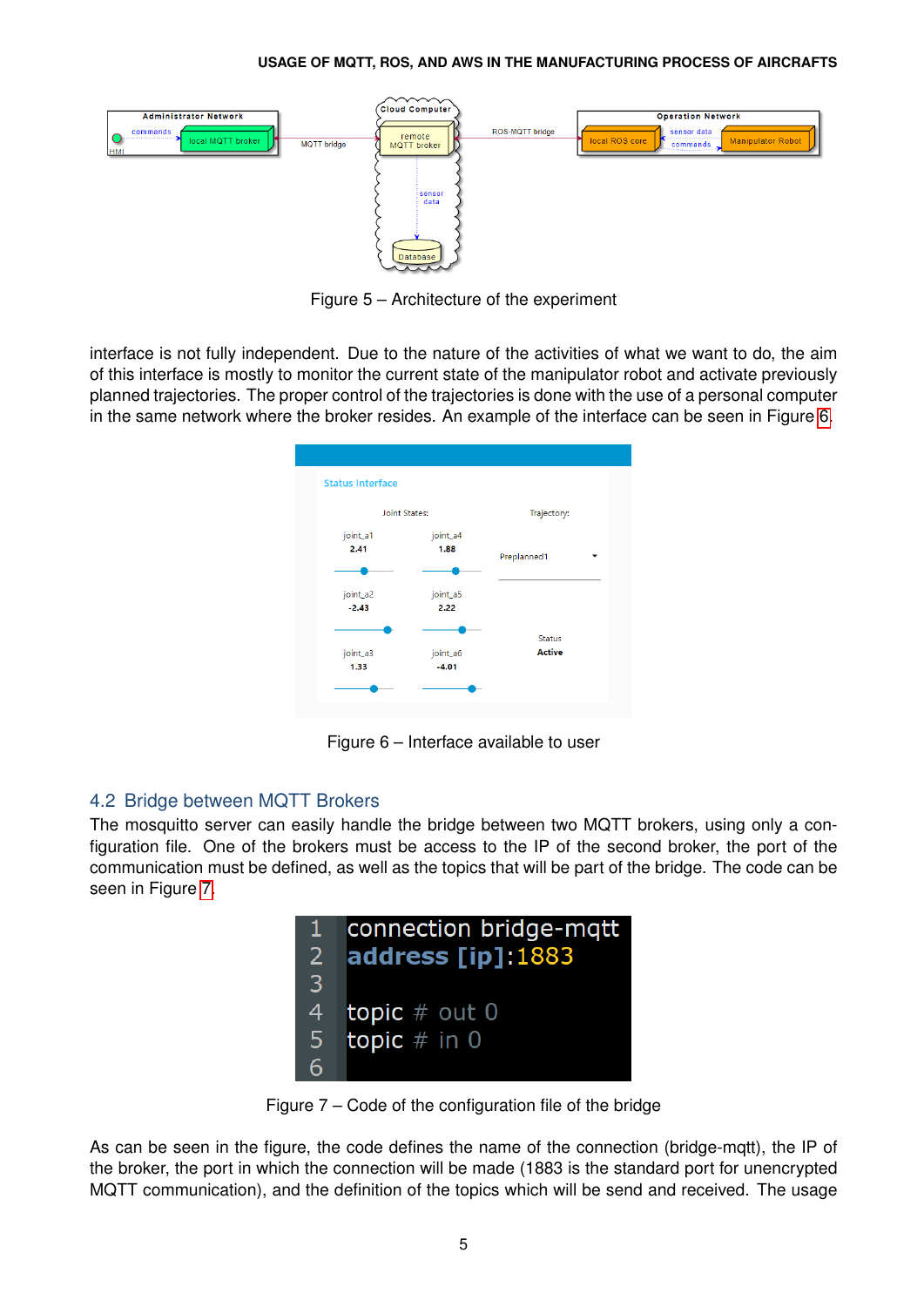Figure 5 – Architecture of the experiment

interface is not fully independent. Due to the nature of the activities of what we want to do, the aim of this interface is mostly to monitor the current state of the manipulator robot and activate previously planned trajectories. The proper control of the trajectories is done with the use of a personal computer in the same network where the broker resides. An example of the interface can be seen in Figure 6.

Figure 6 – Interface available to user

## 4.2 Bridge between MQTT Brokers

The mosquitto server can easily handle the bridge between two MQTT brokers, using only a configuration file. One of the brokers must be access to the IP of the second broker, the port of the communication must be defined, as well as the topics that will be part of the bridge. The code can be seen in Figure 7.

```
connection bridge-mqtt
address [ip]:1883

topic # out 0
topic # in 0

```

Figure 7 – Code of the configuration file of the bridge

As can be seen in the figure, the code defines the name of the connection (bridge-mqtt), the IP of the broker, the port in which the connection will be made (1883 is the standard port for unencrypted MQTT communication), and the definition of the topics which will be send and received. The usage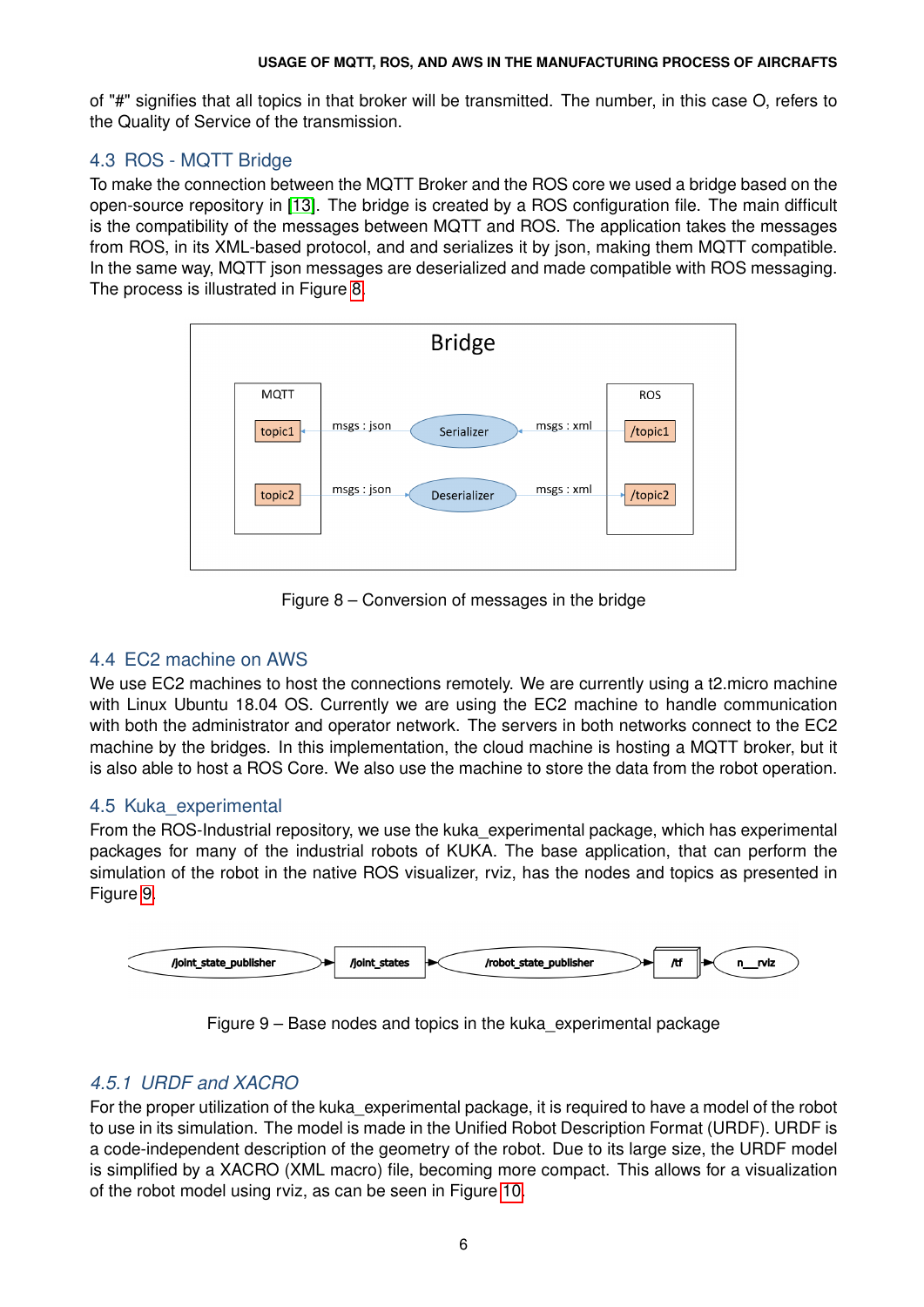of "#" signifies that all topics in that broker will be transmitted. The number, in this case O, refers to the Quality of Service of the transmission.

## 4.3 ROS - MQTT Bridge

To make the connection between the MQTT Broker and the ROS core we used a bridge based on the open-source repository in [13]. The bridge is created by a ROS configuration file. The main difficult is the compatibility of the messages between MQTT and ROS. The application takes the messages from ROS, in its XML-based protocol, and and serializes it by json, making them MQTT compatible. In the same way, MQTT json messages are deserialized and made compatible with ROS messaging. The process is illustrated in Figure 8.

Figure 8 – Conversion of messages in the bridge

## 4.4 EC2 machine on AWS

We use EC2 machines to host the connections remotely. We are currently using a t2.micro machine with Linux Ubuntu 18.04 OS. Currently we are using the EC2 machine to handle communication with both the administrator and operator network. The servers in both networks connect to the EC2 machine by the bridges. In this implementation, the cloud machine is hosting a MQTT broker, but it is also able to host a ROS Core. We also use the machine to store the data from the robot operation.

## 4.5 Kuka_experimental

From the ROS-Industrial repository, we use the kuka_experimental package, which has experimental packages for many of the industrial robots of KUKA. The base application, that can perform the simulation of the robot in the native ROS visualizer, rviz, has the nodes and topics as presented in Figure 9.

Figure 9 – Base nodes and topics in the kuka_experimental package

### *4.5.1 URDF and XACRO*

For the proper utilization of the kuka_experimental package, it is required to have a model of the robot to use in its simulation. The model is made in the Unified Robot Description Format (URDF). URDF is a code-independent description of the geometry of the robot. Due to its large size, the URDF model is simplified by a XACRO (XML macro) file, becoming more compact. This allows for a visualization of the robot model using rviz, as can be seen in Figure 10.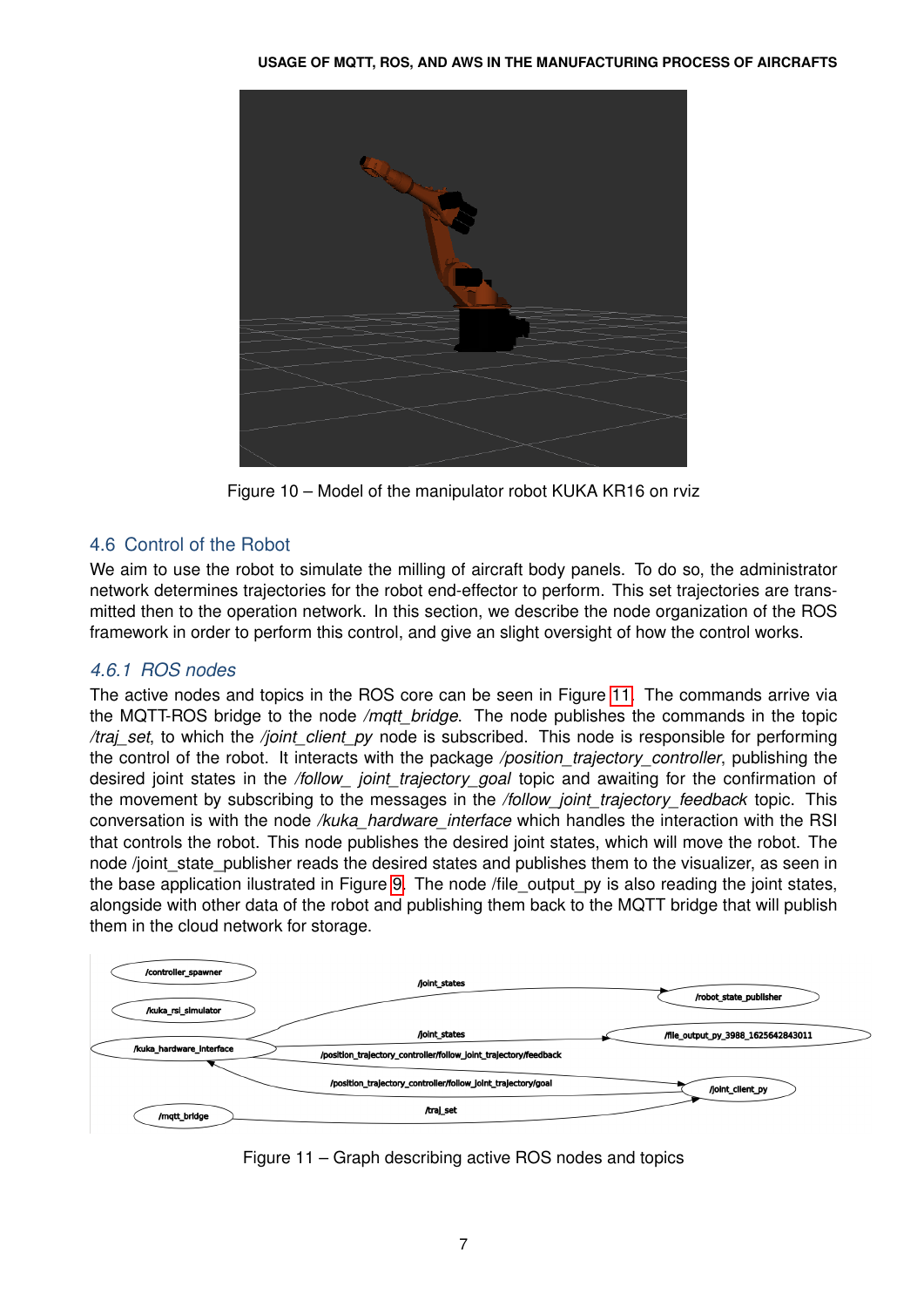Figure 10 – Model of the manipulator robot KUKA KR16 on rviz

## 4.6 Control of the Robot

We aim to use the robot to simulate the milling of aircraft body panels. To do so, the administrator network determines trajectories for the robot end-effector to perform. This set trajectories are transmitted then to the operation network. In this section, we describe the node organization of the ROS framework in order to perform this control, and give an slight oversight of how the control works.

### 4.6.1 ROS nodes

The active nodes and topics in the ROS core can be seen in Figure 11. The commands arrive via the MQTT-ROS bridge to the node */mqtt_bridge*. The node publishes the commands in the topic */traj_set*, to which the */joint_client_py* node is subscribed. This node is responsible for performing the control of the robot. It interacts with the package */position_trajectory_controller*, publishing the desired joint states in the */follow_ joint_trajectory_goal* topic and awaiting for the confirmation of the movement by subscribing to the messages in the */follow_joint_trajectory_feedback* topic. This conversation is with the node */kuka_hardware_interface* which handles the interaction with the RSI that controls the robot. This node publishes the desired joint states, which will move the robot. The node /joint_state_publisher reads the desired states and publishes them to the visualizer, as seen in the base application illustrated in Figure 9. The node /file_output_py is also reading the joint states, alongside with other data of the robot and publishing them back to the MQTT bridge that will publish them in the cloud network for storage.

Figure 11 – Graph describing active ROS nodes and topics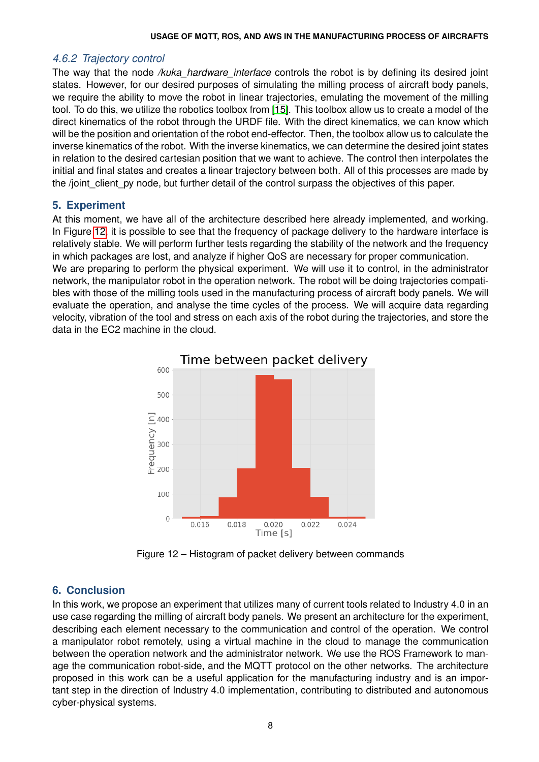### 4.6.2 Trajectory control

The way that the node */kuka_hardware_interface* controls the robot is by defining its desired joint states. However, for our desired purposes of simulating the milling process of aircraft body panels, we require the ability to move the robot in linear trajectories, emulating the movement of the milling tool. To do this, we utilize the robotics toolbox from [15]. This toolbox allow us to create a model of the direct kinematics of the robot through the URDF file. With the direct kinematics, we can know which will be the position and orientation of the robot end-effector. Then, the toolbox allow us to calculate the inverse kinematics of the robot. With the inverse kinematics, we can determine the desired joint states in relation to the desired cartesian position that we want to achieve. The control then interpolates the initial and final states and creates a linear trajectory between both. All of this processes are made by the /joint_client_py node, but further detail of the control surpass the objectives of this paper.

## 5. Experiment

At this moment, we have all of the architecture described here already implemented, and working. In Figure 12, it is possible to see that the frequency of package delivery to the hardware interface is relatively stable. We will perform further tests regarding the stability of the network and the frequency in which packages are lost, and analyze if higher QoS are necessary for proper communication.

We are preparing to perform the physical experiment. We will use it to control, in the administrator network, the manipulator robot in the operation network. The robot will be doing trajectories compatibles with those of the milling tools used in the manufacturing process of aircraft body panels. We will evaluate the operation, and analyse the time cycles of the process. We will acquire data regarding velocity, vibration of the tool and stress on each axis of the robot during the trajectories, and store the data in the EC2 machine in the cloud.

Figure 12 – Histogram of packet delivery between commands

## 6. Conclusion

In this work, we propose an experiment that utilizes many of current tools related to Industry 4.0 in an use case regarding the milling of aircraft body panels. We present an architecture for the experiment, describing each element necessary to the communication and control of the operation. We control a manipulator robot remotely, using a virtual machine in the cloud to manage the communication between the operation network and the administrator network. We use the ROS Framework to manage the communication robot-side, and the MQTT protocol on the other networks. The architecture proposed in this work can be a useful application for the manufacturing industry and is an important step in the direction of Industry 4.0 implementation, contributing to distributed and autonomous cyber-physical systems.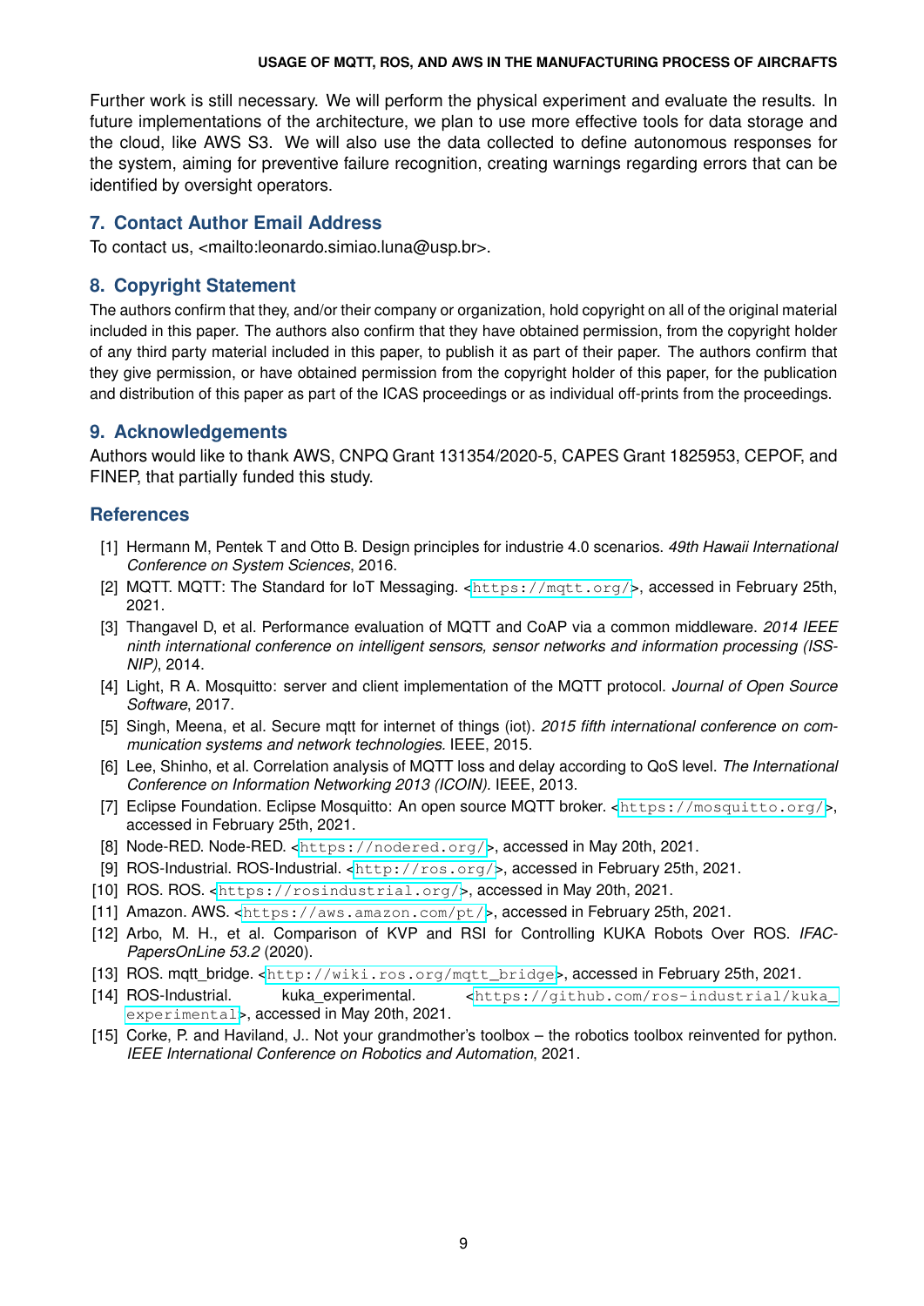Further work is still necessary. We will perform the physical experiment and evaluate the results. In future implementations of the architecture, we plan to use more effective tools for data storage and the cloud, like AWS S3. We will also use the data collected to define autonomous responses for the system, aiming for preventive failure recognition, creating warnings regarding errors that can be identified by oversight operators.

## 7. Contact Author Email Address

To contact us, <mailto:leonardo.simiao.luna@usp.br>.

## 8. Copyright Statement

The authors confirm that they, and/or their company or organization, hold copyright on all of the original material included in this paper. The authors also confirm that they have obtained permission, from the copyright holder of any third party material included in this paper, to publish it as part of their paper. The authors confirm that they give permission, or have obtained permission from the copyright holder of this paper, for the publication and distribution of this paper as part of the ICAS proceedings or as individual off-prints from the proceedings.

## 9. Acknowledgements

Authors would like to thank AWS, CNPQ Grant 131354/2020-5, CAPES Grant 1825953, CEPOF, and FINEP, that partially funded this study.

## References

[1] Hermann M, Pentek T and Otto B. Design principles for industrie 4.0 scenarios. *49th Hawaii International Conference on System Sciences*, 2016.

[2] MQTT. MQTT: The Standard for IoT Messaging. <https://mqtt.org/>, accessed in February 25th, 2021.

[3] Thangavel D, et al. Performance evaluation of MQTT and CoAP via a common middleware. *2014 IEEE ninth international conference on intelligent sensors, sensor networks and information processing (ISSNIP)*, 2014.

[4] Light, R A. Mosquitto: server and client implementation of the MQTT protocol. *Journal of Open Source Software*, 2017.

[5] Singh, Meena, et al. Secure mqtt for internet of things (iot). *2015 fifth international conference on communication systems and network technologies.* IEEE, 2015.

[6] Lee, Shinho, et al. Correlation analysis of MQTT loss and delay according to QoS level. *The International Conference on Information Networking 2013 (ICOIN).* IEEE, 2013.

[7] Eclipse Foundation. Eclipse Mosquitto: An open source MQTT broker. <https://mosquitto.org/>, accessed in February 25th, 2021.

[8] Node-RED. Node-RED. <https://nodered.org/>, accessed in May 20th, 2021.

[9] ROS-Industrial. ROS-Industrial. <http://ros.org/>, accessed in February 25th, 2021.

[10] ROS. ROS. <https://rosindustrial.org/>, accessed in May 20th, 2021.

[11] Amazon. AWS. <https://aws.amazon.com/pt/>, accessed in February 25th, 2021.

[12] Arbo, M. H., et al. Comparison of KVP and RSI for Controlling KUKA Robots Over ROS. *IFAC-PapersOnLine 53.2* (2020).

[13] ROS. mqtt_bridge. <http://wiki.ros.org/mqtt_bridge>, accessed in February 25th, 2021.

[14] ROS-Industrial. kuka_experimental. <https://github.com/ros-industrial/kuka_experimental>, accessed in May 20th, 2021.

[15] Corke, P. and Haviland, J.. Not your grandmother's toolbox – the robotics toolbox reinvented for python. *IEEE International Conference on Robotics and Automation*, 2021.